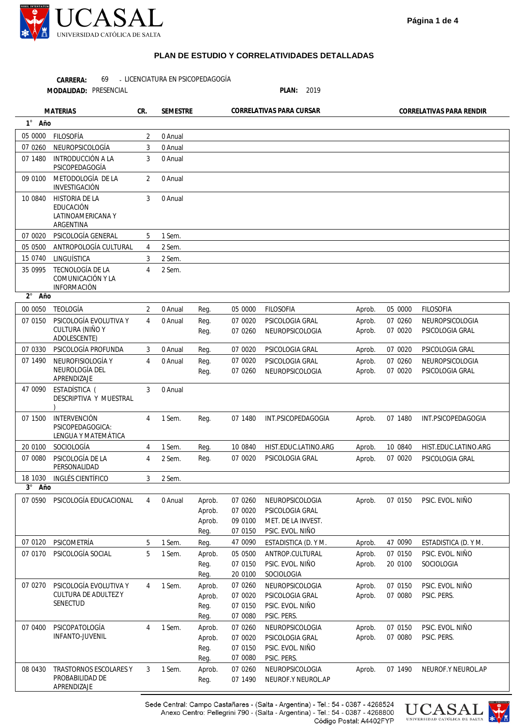## PLAN DE ESTUDIO Y CORRELATIVIDADES DETALLADAS

**CARRERA:** 69 - LICENCIATURA EN PSICOPEDAGOGÍA
**MODALIDAD:** PRESENCIAL **PLAN:** 2019

| MATERIAS | | CR. | SEMESTRE | CORRELATIVAS PARA CURSAR | | | CORRELATIVAS PARA RENDIR | | |
|---|---|---|---|---|---|---|---|---|---|
| **1° Año** | | | | | | | | | |
| 05 0000 | FILOSOFÍA | 2 | 0 Anual | | | | | | |
| 07 0260 | NEUROPSICOLOGÍA | 3 | 0 Anual | | | | | | |
| 07 1480 | INTRODUCCIÓN A LA PSICOPEDAGOGÍA | 3 | 0 Anual | | | | | | |
| 09 0100 | METODOLOGÍA DE LA INVESTIGACIÓN | 2 | 0 Anual | | | | | | |
| 10 0840 | HISTORIA DE LA EDUCACIÓN LATINOAMERICANA Y ARGENTINA | 3 | 0 Anual | | | | | | |
| 07 0020 | PSICOLOGÍA GENERAL | 5 | 1 Sem. | | | | | | |
| 05 0500 | ANTROPOLOGÍA CULTURAL | 4 | 2 Sem. | | | | | | |
| 15 0740 | LINGUÍSTICA | 3 | 2 Sem. | | | | | | |
| 35 0995 | TECNOLOGÍA DE LA COMUNICACIÓN Y LA INFORMACIÓN | 4 | 2 Sem. | | | | | | |
| **2° Año** | | | | | | | | | |
| 00 0050 | TEOLOGÍA | 2 | 0 Anual | Reg. | 05 0000 | FILOSOFIA | Aprob. | 05 0000 | FILOSOFIA |
| 07 0150 | PSICOLOGÍA EVOLUTIVA Y CULTURA (NIÑO Y ADOLESCENTE) | 4 | 0 Anual | Reg. | 07 0020 | PSICOLOGIA GRAL | Aprob. | 07 0260 | NEUROPSICOLOGIA |
| | | | | Reg. | 07 0260 | NEUROPSICOLOGIA | Aprob. | 07 0020 | PSICOLOGIA GRAL |
| 07 0330 | PSICOLOGÍA PROFUNDA | 3 | 0 Anual | Reg. | 07 0020 | PSICOLOGIA GRAL | Aprob. | 07 0020 | PSICOLOGIA GRAL |
| 07 1490 | NEUROFISIOLOGÍA Y NEUROLOGÍA DEL APRENDIZAJE | 4 | 0 Anual | Reg. | 07 0020 | PSICOLOGIA GRAL | Aprob. | 07 0260 | NEUROPSICOLOGIA |
| | | | | Reg. | 07 0260 | NEUROPSICOLOGIA | Aprob. | 07 0020 | PSICOLOGIA GRAL |
| 47 0090 | ESTADÍSTICA ( DESCRIPTIVA Y MUESTRAL ) | 3 | 0 Anual | | | | | | |
| 07 1500 | INTERVENCIÓN PSICOPEDAGOGICA: LENGUA Y MATEMÁTICA | 4 | 1 Sem. | Reg. | 07 1480 | INT.PSICOPEDAGOGIA | Aprob. | 07 1480 | INT.PSICOPEDAGOGIA |
| 20 0100 | SOCIOLOGÍA | 4 | 1 Sem. | Reg. | 10 0840 | HIST.EDUC.LATINO.ARG | Aprob. | 10 0840 | HIST.EDUC.LATINO.ARG |
| 07 0080 | PSICOLOGÍA DE LA PERSONALIDAD | 4 | 2 Sem. | Reg. | 07 0020 | PSICOLOGIA GRAL | Aprob. | 07 0020 | PSICOLOGIA GRAL |
| 18 1030 | INGLÉS CIENTÍFICO | 3 | 2 Sem. | | | | | | |
| **3° Año** | | | | | | | | | |
| 07 0590 | PSICOLOGÍA EDUCACIONAL | 4 | 0 Anual | Aprob. | 07 0260 | NEUROPSICOLOGIA | Aprob. | 07 0150 | PSIC. EVOL. NIÑO |
| | | | | Aprob. | 07 0020 | PSICOLOGIA GRAL | | | |
| | | | | Aprob. | 09 0100 | MET. DE LA INVEST. | | | |
| | | | | Reg. | 07 0150 | PSIC. EVOL. NIÑO | | | |
| 07 0120 | PSICOMETRÍA | 5 | 1 Sem. | Reg. | 47 0090 | ESTADISTICA (D. Y M. | Aprob. | 47 0090 | ESTADISTICA (D. Y M. |
| 07 0170 | PSICOLOGÍA SOCIAL | 5 | 1 Sem. | Aprob. | 05 0500 | ANTROP.CULTURAL | Aprob. | 07 0150 | PSIC. EVOL. NIÑO |
| | | | | Reg. | 07 0150 | PSIC. EVOL. NIÑO | Aprob. | 20 0100 | SOCIOLOGIA |
| | | | | Reg. | 20 0100 | SOCIOLOGIA | | | |
| 07 0270 | PSICOLOGÍA EVOLUTIVA Y CULTURA DE ADULTEZ Y SENECTUD | 4 | 1 Sem. | Aprob. | 07 0260 | NEUROPSICOLOGIA | Aprob. | 07 0150 | PSIC. EVOL. NIÑO |
| | | | | Aprob. | 07 0020 | PSICOLOGIA GRAL | Aprob. | 07 0080 | PSIC. PERS. |
| | | | | Reg. | 07 0150 | PSIC. EVOL. NIÑO | | | |
| | | | | Reg. | 07 0080 | PSIC. PERS. | | | |
| 07 0400 | PSICOPATOLOGÍA INFANTO-JUVENIL | 4 | 1 Sem. | Aprob. | 07 0260 | NEUROPSICOLOGIA | Aprob. | 07 0150 | PSIC. EVOL. NIÑO |
| | | | | Aprob. | 07 0020 | PSICOLOGIA GRAL | Aprob. | 07 0080 | PSIC. PERS. |
| | | | | Reg. | 07 0150 | PSIC. EVOL. NIÑO | | | |
| | | | | Reg. | 07 0080 | PSIC. PERS. | | | |
| 08 0430 | TRASTORNOS ESCOLARES Y PROBABILIDAD DE APRENDIZAJE | 3 | 1 Sem. | Aprob. | 07 0260 | NEUROPSICOLOGIA | Aprob. | 07 1490 | NEUROF.Y NEUROL.AP |
| | | | | Reg. | 07 1490 | NEUROF.Y NEUROL.AP | | | |

Sede Central: Campo Castañares - (Salta - Argentina) - Tel.: 54 - 0387 - 4268524
Anexo Centro: Pellegrini 790 - (Salta - Argentina) - Tel.: 54 - 0387 - 4268800
Código Postal: A4402FYP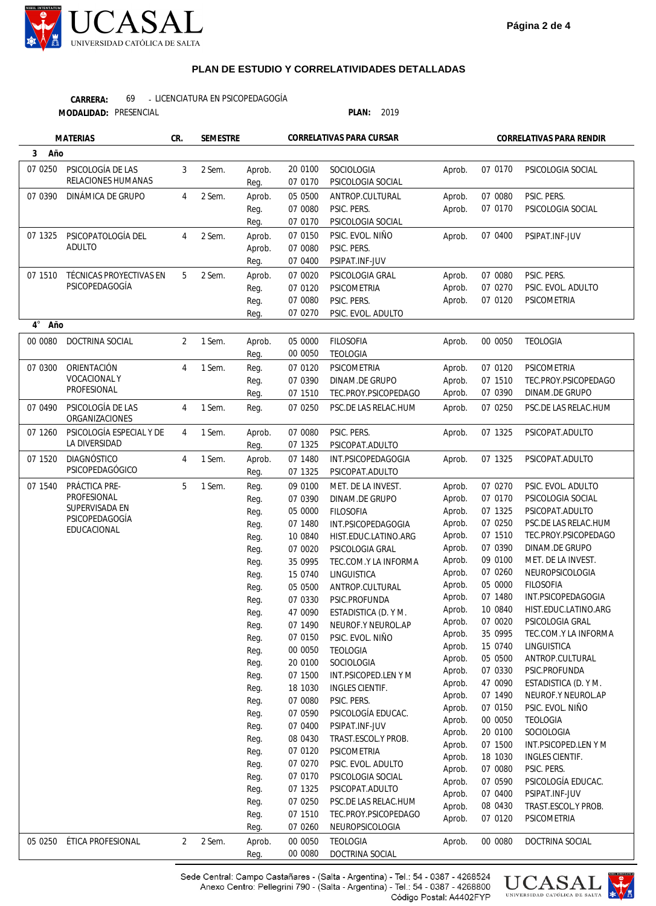## PLAN DE ESTUDIO Y CORRELATIVIDADES DETALLADAS

**CARRERA:** 69 - LICENCIATURA EN PSICOPEDAGOGÍA
**MODALIDAD:** PRESENCIAL
**PLAN:** 2019

| Código | MATERIAS | CR. | SEMESTRE | Cond. | Código | CORRELATIVAS PARA CURSAR | Cond. | Código | CORRELATIVAS PARA RENDIR |
|---|---|---|---|---|---|---|---|---|---|
| **3 Año** | | | | | | | | | |
| 07 0250 | PSICOLOGÍA DE LAS RELACIONES HUMANAS | 3 | 2 Sem. | Aprob. | 20 0100 | SOCIOLOGIA | Aprob. | 07 0170 | PSICOLOGIA SOCIAL |
| | | | | Reg. | 07 0170 | PSICOLOGIA SOCIAL | | | |
| 07 0390 | DINÁMICA DE GRUPO | 4 | 2 Sem. | Aprob. | 05 0500 | ANTROP.CULTURAL | Aprob. | 07 0080 | PSIC. PERS. |
| | | | | Reg. | 07 0080 | PSIC. PERS. | Aprob. | 07 0170 | PSICOLOGIA SOCIAL |
| | | | | Reg. | 07 0170 | PSICOLOGIA SOCIAL | | | |
| 07 1325 | PSICOPATOLOGÍA DEL ADULTO | 4 | 2 Sem. | Aprob. | 07 0150 | PSIC. EVOL. NIÑO | Aprob. | 07 0400 | PSIPAT.INF-JUV |
| | | | | Aprob. | 07 0080 | PSIC. PERS. | | | |
| | | | | Reg. | 07 0400 | PSIPAT.INF-JUV | | | |
| 07 1510 | TÉCNICAS PROYECTIVAS EN PSICOPEDAGOGÍA | 5 | 2 Sem. | Aprob. | 07 0020 | PSICOLOGIA GRAL | Aprob. | 07 0080 | PSIC. PERS. |
| | | | | Reg. | 07 0120 | PSICOMETRIA | Aprob. | 07 0270 | PSIC. EVOL. ADULTO |
| | | | | Reg. | 07 0080 | PSIC. PERS. | Aprob. | 07 0120 | PSICOMETRIA |
| | | | | Reg. | 07 0270 | PSIC. EVOL. ADULTO | | | |
| **4° Año** | | | | | | | | | |
| 00 0080 | DOCTRINA SOCIAL | 2 | 1 Sem. | Aprob. | 05 0000 | FILOSOFIA | Aprob. | 00 0050 | TEOLOGIA |
| | | | | Reg. | 00 0050 | TEOLOGIA | | | |
| 07 0300 | ORIENTACIÓN VOCACIONAL Y PROFESIONAL | 4 | 1 Sem. | Reg. | 07 0120 | PSICOMETRIA | Aprob. | 07 0120 | PSICOMETRIA |
| | | | | Reg. | 07 0390 | DINAM.DE GRUPO | Aprob. | 07 1510 | TEC.PROY.PSICOPEDAGO |
| | | | | Reg. | 07 1510 | TEC.PROY.PSICOPEDAGO | Aprob. | 07 0390 | DINAM.DE GRUPO |
| 07 0490 | PSICOLOGÍA DE LAS ORGANIZACIONES | 4 | 1 Sem. | Reg. | 07 0250 | PSC.DE LAS RELAC.HUM | Aprob. | 07 0250 | PSC.DE LAS RELAC.HUM |
| 07 1260 | PSICOLOGÍA ESPECIAL Y DE LA DIVERSIDAD | 4 | 1 Sem. | Aprob. | 07 0080 | PSIC. PERS. | Aprob. | 07 1325 | PSICOPAT.ADULTO |
| | | | | Reg. | 07 1325 | PSICOPAT.ADULTO | | | |
| 07 1520 | DIAGNÓSTICO PSICOPEDAGÓGICO | 4 | 1 Sem. | Aprob. | 07 1480 | INT.PSICOPEDAGOGIA | Aprob. | 07 1325 | PSICOPAT.ADULTO |
| | | | | Reg. | 07 1325 | PSICOPAT.ADULTO | | | |
| 07 1540 | PRÁCTICA PRE-PROFESIONAL SUPERVISADA EN PSICOPEDAGOGÍA EDUCACIONAL | 5 | 1 Sem. | Reg. | 09 0100 | MET. DE LA INVEST. | Aprob. | 07 0270 | PSIC. EVOL. ADULTO |
| | | | | Reg. | 07 0390 | DINAM.DE GRUPO | Aprob. | 07 0170 | PSICOLOGIA SOCIAL |
| | | | | Reg. | 05 0000 | FILOSOFIA | Aprob. | 07 1325 | PSICOPAT.ADULTO |
| | | | | Reg. | 07 1480 | INT.PSICOPEDAGOGIA | Aprob. | 07 0250 | PSC.DE LAS RELAC.HUM |
| | | | | Reg. | 10 0840 | HIST.EDUC.LATINO.ARG | Aprob. | 07 1510 | TEC.PROY.PSICOPEDAGO |
| | | | | Reg. | 07 0020 | PSICOLOGIA GRAL | Aprob. | 07 0390 | DINAM.DE GRUPO |
| | | | | Reg. | 35 0995 | TEC.COM.Y LA INFORMA | Aprob. | 09 0100 | MET. DE LA INVEST. |
| | | | | Reg. | 15 0740 | LINGUISTICA | Aprob. | 07 0260 | NEUROPSICOLOGIA |
| | | | | Reg. | 05 0500 | ANTROP.CULTURAL | Aprob. | 05 0000 | FILOSOFIA |
| | | | | Reg. | 07 0330 | PSIC.PROFUNDA | Aprob. | 07 1480 | INT.PSICOPEDAGOGIA |
| | | | | Reg. | 47 0090 | ESTADISTICA (D. Y M. | Aprob. | 10 0840 | HIST.EDUC.LATINO.ARG |
| | | | | Reg. | 07 1490 | NEUROF.Y NEUROL.AP | Aprob. | 07 0020 | PSICOLOGIA GRAL |
| | | | | Reg. | 07 0150 | PSIC. EVOL. NIÑO | Aprob. | 35 0995 | TEC.COM.Y LA INFORMA |
| | | | | Reg. | 00 0050 | TEOLOGIA | Aprob. | 15 0740 | LINGUISTICA |
| | | | | Reg. | 20 0100 | SOCIOLOGIA | Aprob. | 05 0500 | ANTROP.CULTURAL |
| | | | | Reg. | 07 1500 | INT.PSICOPED.LEN Y M | Aprob. | 07 0330 | PSIC.PROFUNDA |
| | | | | Reg. | 18 1030 | INGLES CIENTIF. | Aprob. | 47 0090 | ESTADISTICA (D. Y M. |
| | | | | Reg. | 07 0080 | PSIC. PERS. | Aprob. | 07 1490 | NEUROF.Y NEUROL.AP |
| | | | | Reg. | 07 0590 | PSICOLOGÍA EDUCAC. | Aprob. | 07 0150 | PSIC. EVOL. NIÑO |
| | | | | Reg. | 07 0400 | PSIPAT.INF-JUV | Aprob. | 00 0050 | TEOLOGIA |
| | | | | Reg. | 08 0430 | TRAST.ESCOL.Y PROB. | Aprob. | 20 0100 | SOCIOLOGIA |
| | | | | Reg. | 07 0120 | PSICOMETRIA | Aprob. | 07 1500 | INT.PSICOPED.LEN Y M |
| | | | | Reg. | 07 0270 | PSIC. EVOL. ADULTO | Aprob. | 18 1030 | INGLES CIENTIF. |
| | | | | Reg. | 07 0170 | PSICOLOGIA SOCIAL | Aprob. | 07 0080 | PSIC. PERS. |
| | | | | Reg. | 07 1325 | PSICOPAT.ADULTO | Aprob. | 07 0590 | PSICOLOGÍA EDUCAC. |
| | | | | Reg. | 07 0250 | PSC.DE LAS RELAC.HUM | Aprob. | 07 0400 | PSIPAT.INF-JUV |
| | | | | Reg. | 07 1510 | TEC.PROY.PSICOPEDAGO | Aprob. | 08 0430 | TRAST.ESCOL.Y PROB. |
| | | | | Reg. | 07 0260 | NEUROPSICOLOGIA | Aprob. | 07 0120 | PSICOMETRIA |
| 05 0250 | ÉTICA PROFESIONAL | 2 | 2 Sem. | Aprob. | 00 0050 | TEOLOGIA | Aprob. | 00 0080 | DOCTRINA SOCIAL |
| | | | | Reg. | 00 0080 | DOCTRINA SOCIAL | | | |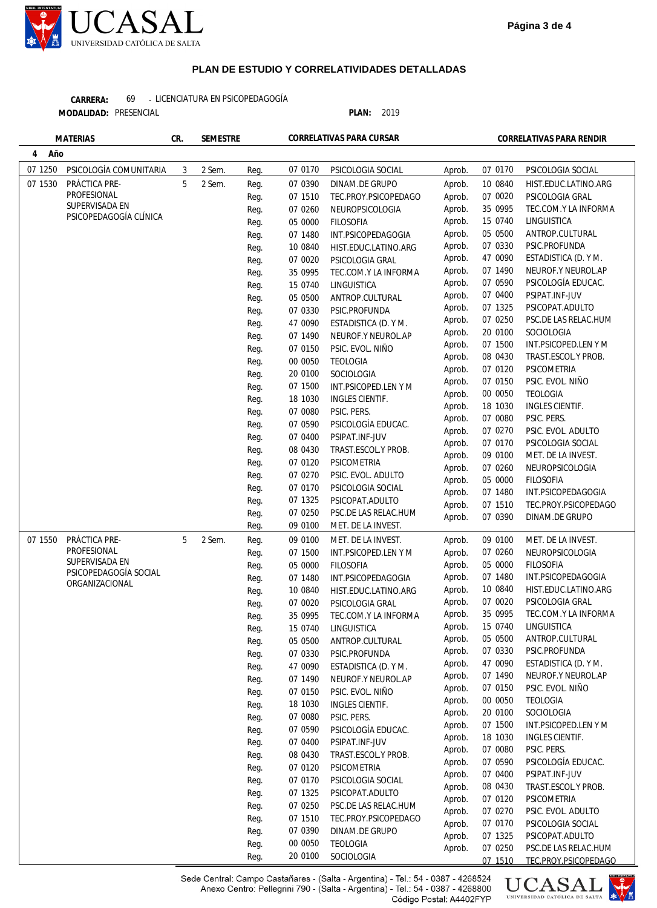UCASAL
UNIVERSIDAD CATÓLICA DE SALTA

## PLAN DE ESTUDIO Y CORRELATIVIDADES DETALLADAS

**CARRERA:** 69 - LICENCIATURA EN PSICOPEDAGOGÍA
**MODALIDAD:** PRESENCIAL **PLAN:** 2019

| MATERIAS | | CR. | SEMESTRE | CORRELATIVAS PARA CURSAR | | | CORRELATIVAS PARA RENDIR | | |
|---|---|---|---|---|---|---|---|---|---|
| **4 Año** | | | | | | | | | |
| 07 1250 | PSICOLOGÍA COMUNITARIA | 3 | 2 Sem. | Reg. | 07 0170 | PSICOLOGIA SOCIAL | Aprob. | 07 0170 | PSICOLOGIA SOCIAL |
| 07 1530 | PRÁCTICA PRE-PROFESIONAL SUPERVISADA EN PSICOPEDAGOGÍA CLÍNICA | 5 | 2 Sem. | Reg. | 07 0390 | DINAM.DE GRUPO | Aprob. | 10 0840 | HIST.EDUC.LATINO.ARG |
| | | | | Reg. | 07 1510 | TEC.PROY.PSICOPEDAGO | Aprob. | 07 0020 | PSICOLOGIA GRAL |
| | | | | Reg. | 07 0260 | NEUROPSICOLOGIA | Aprob. | 35 0995 | TEC.COM.Y LA INFORMA |
| | | | | Reg. | 05 0000 | FILOSOFIA | Aprob. | 15 0740 | LINGUISTICA |
| | | | | Reg. | 07 1480 | INT.PSICOPEDAGOGIA | Aprob. | 05 0500 | ANTROP.CULTURAL |
| | | | | Reg. | 10 0840 | HIST.EDUC.LATINO.ARG | Aprob. | 07 0330 | PSIC.PROFUNDA |
| | | | | Reg. | 07 0020 | PSICOLOGIA GRAL | Aprob. | 47 0090 | ESTADISTICA (D. Y M. |
| | | | | Reg. | 35 0995 | TEC.COM.Y LA INFORMA | Aprob. | 07 1490 | NEUROF.Y NEUROL.AP |
| | | | | Reg. | 15 0740 | LINGUISTICA | Aprob. | 07 0590 | PSICOLOGÍA EDUCAC. |
| | | | | Reg. | 05 0500 | ANTROP.CULTURAL | Aprob. | 07 0400 | PSIPAT.INF-JUV |
| | | | | Reg. | 07 0330 | PSIC.PROFUNDA | Aprob. | 07 1325 | PSICOPAT.ADULTO |
| | | | | Reg. | 47 0090 | ESTADISTICA (D. Y M. | Aprob. | 07 0250 | PSC.DE LAS RELAC.HUM |
| | | | | Reg. | 07 1490 | NEUROF.Y NEUROL.AP | Aprob. | 20 0100 | SOCIOLOGIA |
| | | | | Reg. | 07 0150 | PSIC. EVOL. NIÑO | Aprob. | 07 1500 | INT.PSICOPED.LEN Y M |
| | | | | Reg. | 00 0050 | TEOLOGIA | Aprob. | 08 0430 | TRAST.ESCOL.Y PROB. |
| | | | | Reg. | 20 0100 | SOCIOLOGIA | Aprob. | 07 0120 | PSICOMETRIA |
| | | | | Reg. | 07 1500 | INT.PSICOPED.LEN Y M | Aprob. | 07 0150 | PSIC. EVOL. NIÑO |
| | | | | Reg. | 18 1030 | INGLES CIENTIF. | Aprob. | 00 0050 | TEOLOGIA |
| | | | | Reg. | 07 0080 | PSIC. PERS. | Aprob. | 18 1030 | INGLES CIENTIF. |
| | | | | Reg. | 07 0590 | PSICOLOGÍA EDUCAC. | Aprob. | 07 0080 | PSIC. PERS. |
| | | | | Reg. | 07 0400 | PSIPAT.INF-JUV | Aprob. | 07 0270 | PSIC. EVOL. ADULTO |
| | | | | Reg. | 08 0430 | TRAST.ESCOL.Y PROB. | Aprob. | 07 0170 | PSICOLOGIA SOCIAL |
| | | | | Reg. | 07 0120 | PSICOMETRIA | Aprob. | 09 0100 | MET. DE LA INVEST. |
| | | | | Reg. | 07 0270 | PSIC. EVOL. ADULTO | Aprob. | 07 0260 | NEUROPSICOLOGIA |
| | | | | Reg. | 07 0170 | PSICOLOGIA SOCIAL | Aprob. | 05 0000 | FILOSOFIA |
| | | | | Reg. | 07 1325 | PSICOPAT.ADULTO | Aprob. | 07 1480 | INT.PSICOPEDAGOGIA |
| | | | | Reg. | 07 0250 | PSC.DE LAS RELAC.HUM | Aprob. | 07 1510 | TEC.PROY.PSICOPEDAGO |
| | | | | Reg. | 09 0100 | MET. DE LA INVEST. | Aprob. | 07 0390 | DINAM.DE GRUPO |
| 07 1550 | PRÁCTICA PRE-PROFESIONAL SUPERVISADA EN PSICOPEDAGOGÍA SOCIAL ORGANIZACIONAL | 5 | 2 Sem. | Reg. | 09 0100 | MET. DE LA INVEST. | Aprob. | 09 0100 | MET. DE LA INVEST. |
| | | | | Reg. | 07 1500 | INT.PSICOPED.LEN Y M | Aprob. | 07 0260 | NEUROPSICOLOGIA |
| | | | | Reg. | 05 0000 | FILOSOFIA | Aprob. | 05 0000 | FILOSOFIA |
| | | | | Reg. | 07 1480 | INT.PSICOPEDAGOGIA | Aprob. | 07 1480 | INT.PSICOPEDAGOGIA |
| | | | | Reg. | 10 0840 | HIST.EDUC.LATINO.ARG | Aprob. | 10 0840 | HIST.EDUC.LATINO.ARG |
| | | | | Reg. | 07 0020 | PSICOLOGIA GRAL | Aprob. | 07 0020 | PSICOLOGIA GRAL |
| | | | | Reg. | 35 0995 | TEC.COM.Y LA INFORMA | Aprob. | 35 0995 | TEC.COM.Y LA INFORMA |
| | | | | Reg. | 15 0740 | LINGUISTICA | Aprob. | 15 0740 | LINGUISTICA |
| | | | | Reg. | 05 0500 | ANTROP.CULTURAL | Aprob. | 05 0500 | ANTROP.CULTURAL |
| | | | | Reg. | 07 0330 | PSIC.PROFUNDA | Aprob. | 07 0330 | PSIC.PROFUNDA |
| | | | | Reg. | 47 0090 | ESTADISTICA (D. Y M. | Aprob. | 47 0090 | ESTADISTICA (D. Y M. |
| | | | | Reg. | 07 1490 | NEUROF.Y NEUROL.AP | Aprob. | 07 1490 | NEUROF.Y NEUROL.AP |
| | | | | Reg. | 07 0150 | PSIC. EVOL. NIÑO | Aprob. | 07 0150 | PSIC. EVOL. NIÑO |
| | | | | Reg. | 18 1030 | INGLES CIENTIF. | Aprob. | 00 0050 | TEOLOGIA |
| | | | | Reg. | 07 0080 | PSIC. PERS. | Aprob. | 20 0100 | SOCIOLOGIA |
| | | | | Reg. | 07 0590 | PSICOLOGÍA EDUCAC. | Aprob. | 07 1500 | INT.PSICOPED.LEN Y M |
| | | | | Reg. | 07 0400 | PSIPAT.INF-JUV | Aprob. | 18 1030 | INGLES CIENTIF. |
| | | | | Reg. | 08 0430 | TRAST.ESCOL.Y PROB. | Aprob. | 07 0080 | PSIC. PERS. |
| | | | | Reg. | 07 0120 | PSICOMETRIA | Aprob. | 07 0590 | PSICOLOGÍA EDUCAC. |
| | | | | Reg. | 07 0170 | PSICOLOGIA SOCIAL | Aprob. | 07 0400 | PSIPAT.INF-JUV |
| | | | | Reg. | 07 1325 | PSICOPAT.ADULTO | Aprob. | 08 0430 | TRAST.ESCOL.Y PROB. |
| | | | | Reg. | 07 0250 | PSC.DE LAS RELAC.HUM | Aprob. | 07 0120 | PSICOMETRIA |
| | | | | Reg. | 07 1510 | TEC.PROY.PSICOPEDAGO | Aprob. | 07 0270 | PSIC. EVOL. ADULTO |
| | | | | Reg. | 07 0390 | DINAM.DE GRUPO | Aprob. | 07 0170 | PSICOLOGIA SOCIAL |
| | | | | Reg. | 00 0050 | TEOLOGIA | Aprob. | 07 1325 | PSICOPAT.ADULTO |
| | | | | Reg. | 20 0100 | SOCIOLOGIA | Aprob. | 07 0250 | PSC.DE LAS RELAC.HUM |
| | | | | | | | | 07 1510 | TEC.PROY.PSICOPEDAGO |

Sede Central: Campo Castañares - (Salta - Argentina) - Tel.: 54 - 0387 - 4268524
Anexo Centro: Pellegrini 790 - (Salta - Argentina) - Tel.: 54 - 0387 - 4268800
Código Postal: A4402FYP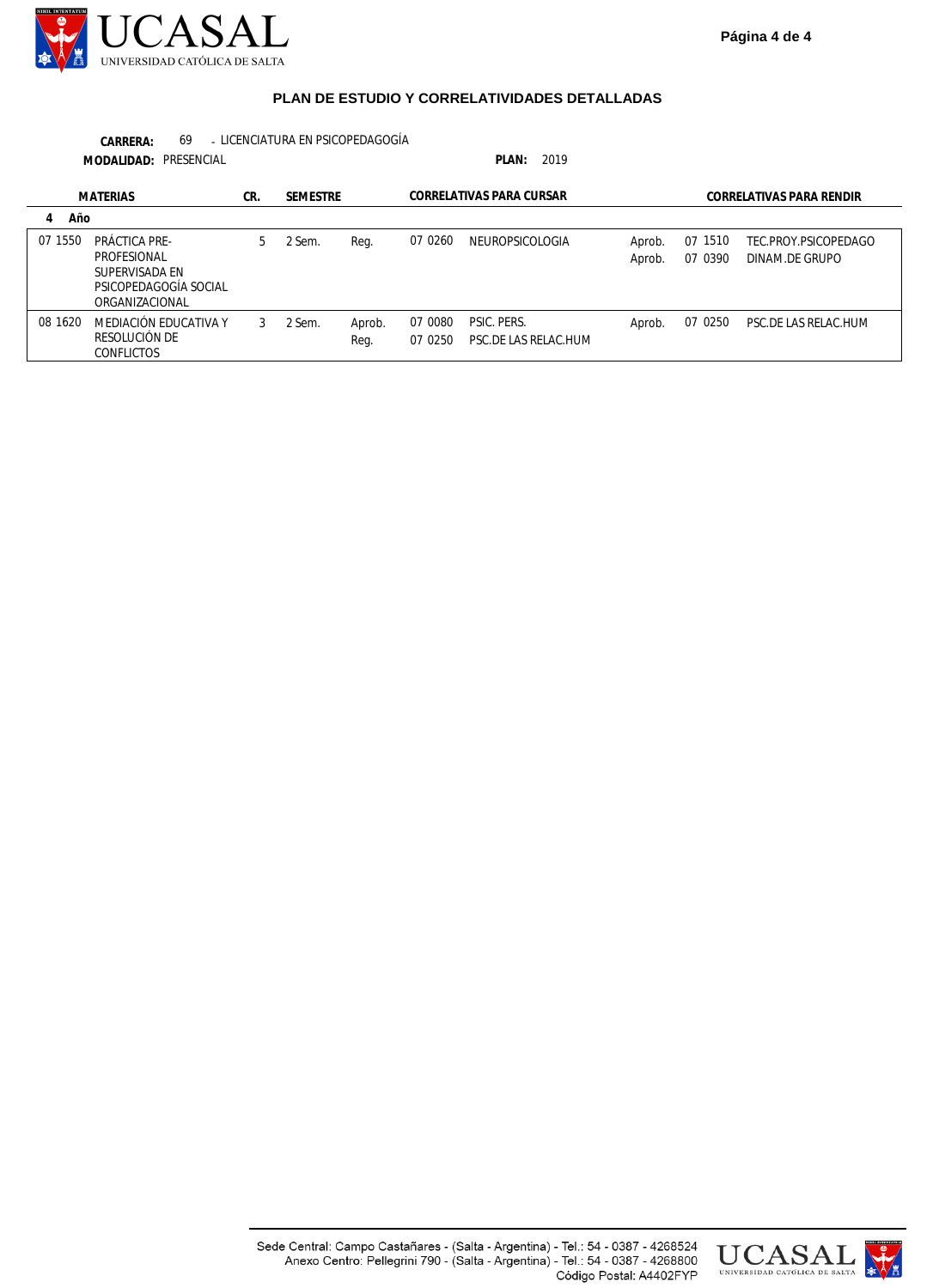## PLAN DE ESTUDIO Y CORRELATIVIDADES DETALLADAS

**CARRERA:** 69 - LICENCIATURA EN PSICOPEDAGOGÍA

**MODALIDAD:** PRESENCIAL **PLAN:** 2019

| MATERIAS | | CR. | SEMESTRE | CORRELATIVAS PARA CURSAR | | | CORRELATIVAS PARA RENDIR | | |
|---|---|---|---|---|---|---|---|---|---|
| **4 Año** | | | | | | | | | |
| 07 1550 | PRÁCTICA PRE-PROFESIONAL SUPERVISADA EN PSICOPEDAGOGÍA SOCIAL ORGANIZACIONAL | 5 | 2 Sem. | Reg. | 07 0260 | NEUROPSICOLOGIA | Aprob.<br>Aprob. | 07 1510<br>07 0390 | TEC.PROY.PSICOPEDAGO<br>DINAM.DE GRUPO |
| 08 1620 | MEDIACIÓN EDUCATIVA Y RESOLUCIÓN DE CONFLICTOS | 3 | 2 Sem. | Aprob.<br>Reg. | 07 0080<br>07 0250 | PSIC. PERS.<br>PSC.DE LAS RELAC.HUM | Aprob. | 07 0250 | PSC.DE LAS RELAC.HUM |

Sede Central: Campo Castañares - (Salta - Argentina) - Tel.: 54 - 0387 - 4268524
Anexo Centro: Pellegrini 790 - (Salta - Argentina) - Tel.: 54 - 0387 - 4268800
Código Postal: A4402FYP